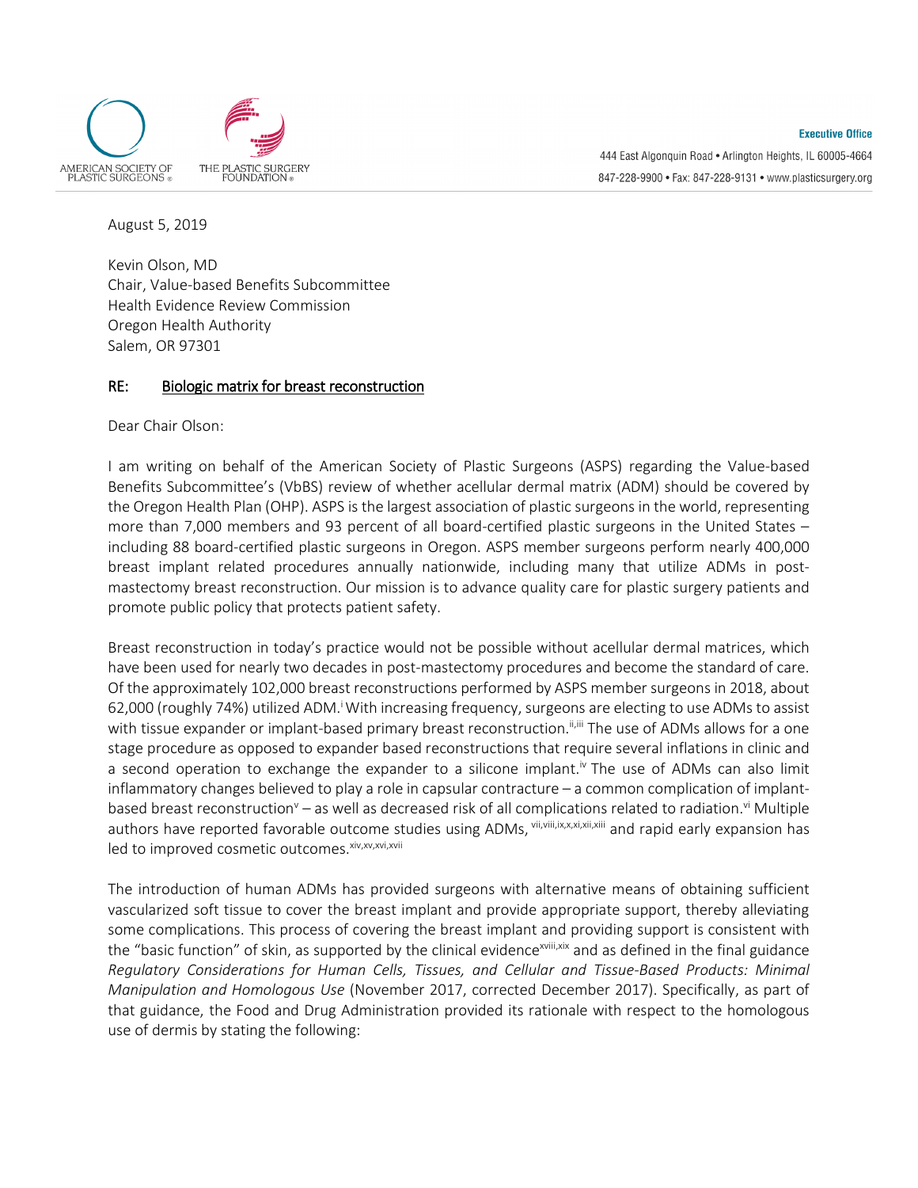AMERICAN SOCIETY OF PLASTIC SURGEONS®

THE PLASTIC SURGERY FOUNDATION®

**Executive Office**

444 East Algonquin Road • Arlington Heights, IL 60005-4664

847-228-9900 • Fax: 847-228-9131 • www.plasticsurgery.org

August 5, 2019

Kevin Olson, MD
Chair, Value-based Benefits Subcommittee
Health Evidence Review Commission
Oregon Health Authority
Salem, OR 97301

**RE:** **Biologic matrix for breast reconstruction**

Dear Chair Olson:

I am writing on behalf of the American Society of Plastic Surgeons (ASPS) regarding the Value-based Benefits Subcommittee's (VbBS) review of whether acellular dermal matrix (ADM) should be covered by the Oregon Health Plan (OHP). ASPS is the largest association of plastic surgeons in the world, representing more than 7,000 members and 93 percent of all board-certified plastic surgeons in the United States – including 88 board-certified plastic surgeons in Oregon. ASPS member surgeons perform nearly 400,000 breast implant related procedures annually nationwide, including many that utilize ADMs in post-mastectomy breast reconstruction. Our mission is to advance quality care for plastic surgery patients and promote public policy that protects patient safety.

Breast reconstruction in today's practice would not be possible without acellular dermal matrices, which have been used for nearly two decades in post-mastectomy procedures and become the standard of care. Of the approximately 102,000 breast reconstructions performed by ASPS member surgeons in 2018, about 62,000 (roughly 74%) utilized ADM.[i] With increasing frequency, surgeons are electing to use ADMs to assist with tissue expander or implant-based primary breast reconstruction.[ii,iii] The use of ADMs allows for a one stage procedure as opposed to expander based reconstructions that require several inflations in clinic and a second operation to exchange the expander to a silicone implant.[iv] The use of ADMs can also limit inflammatory changes believed to play a role in capsular contracture – a common complication of implant-based breast reconstruction[v] – as well as decreased risk of all complications related to radiation.[vi] Multiple authors have reported favorable outcome studies using ADMs, [vii,viii,ix,x,xi,xii,xiii] and rapid early expansion has led to improved cosmetic outcomes.[xiv,xv,xvi,xvii]

The introduction of human ADMs has provided surgeons with alternative means of obtaining sufficient vascularized soft tissue to cover the breast implant and provide appropriate support, thereby alleviating some complications. This process of covering the breast implant and providing support is consistent with the "basic function" of skin, as supported by the clinical evidence[xviii,xix] and as defined in the final guidance *Regulatory Considerations for Human Cells, Tissues, and Cellular and Tissue-Based Products: Minimal Manipulation and Homologous Use* (November 2017, corrected December 2017). Specifically, as part of that guidance, the Food and Drug Administration provided its rationale with respect to the homologous use of dermis by stating the following: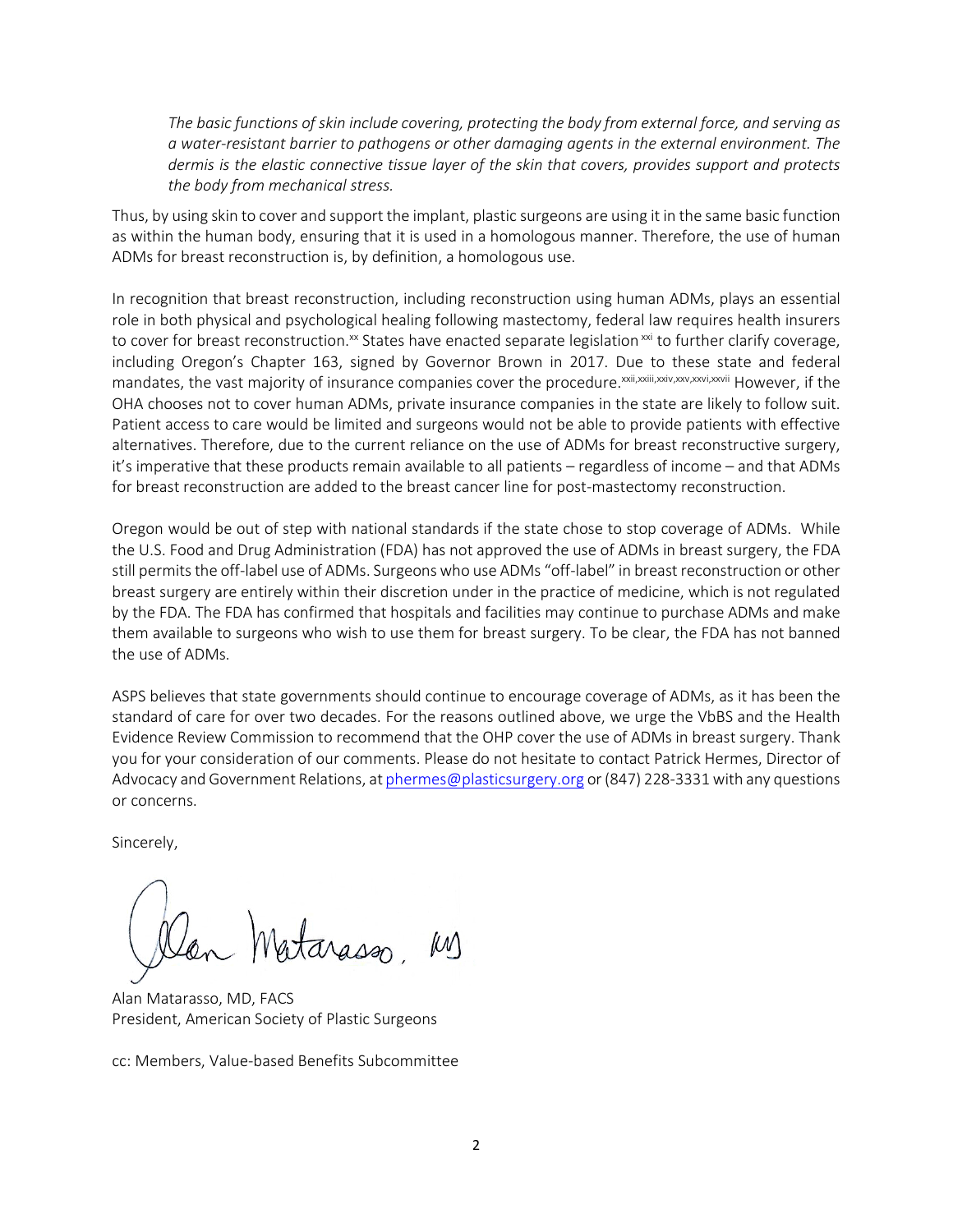*The basic functions of skin include covering, protecting the body from external force, and serving as a water-resistant barrier to pathogens or other damaging agents in the external environment. The dermis is the elastic connective tissue layer of the skin that covers, provides support and protects the body from mechanical stress.*

Thus, by using skin to cover and support the implant, plastic surgeons are using it in the same basic function as within the human body, ensuring that it is used in a homologous manner. Therefore, the use of human ADMs for breast reconstruction is, by definition, a homologous use.

In recognition that breast reconstruction, including reconstruction using human ADMs, plays an essential role in both physical and psychological healing following mastectomy, federal law requires health insurers to cover for breast reconstruction.[xx] States have enacted separate legislation[xxi] to further clarify coverage, including Oregon's Chapter 163, signed by Governor Brown in 2017. Due to these state and federal mandates, the vast majority of insurance companies cover the procedure.[xxii,xxiii,xxiv,xxv,xxvi,xxvii] However, if the OHA chooses not to cover human ADMs, private insurance companies in the state are likely to follow suit. Patient access to care would be limited and surgeons would not be able to provide patients with effective alternatives. Therefore, due to the current reliance on the use of ADMs for breast reconstructive surgery, it's imperative that these products remain available to all patients – regardless of income – and that ADMs for breast reconstruction are added to the breast cancer line for post-mastectomy reconstruction.

Oregon would be out of step with national standards if the state chose to stop coverage of ADMs. While the U.S. Food and Drug Administration (FDA) has not approved the use of ADMs in breast surgery, the FDA still permits the off-label use of ADMs. Surgeons who use ADMs "off-label" in breast reconstruction or other breast surgery are entirely within their discretion under in the practice of medicine, which is not regulated by the FDA. The FDA has confirmed that hospitals and facilities may continue to purchase ADMs and make them available to surgeons who wish to use them for breast surgery. To be clear, the FDA has not banned the use of ADMs.

ASPS believes that state governments should continue to encourage coverage of ADMs, as it has been the standard of care for over two decades. For the reasons outlined above, we urge the VbBS and the Health Evidence Review Commission to recommend that the OHP cover the use of ADMs in breast surgery. Thank you for your consideration of our comments. Please do not hesitate to contact Patrick Hermes, Director of Advocacy and Government Relations, at phermes@plasticsurgery.org or (847) 228-3331 with any questions or concerns.

Sincerely,

Alan Matarasso, MD

Alan Matarasso, MD, FACS
President, American Society of Plastic Surgeons

cc: Members, Value-based Benefits Subcommittee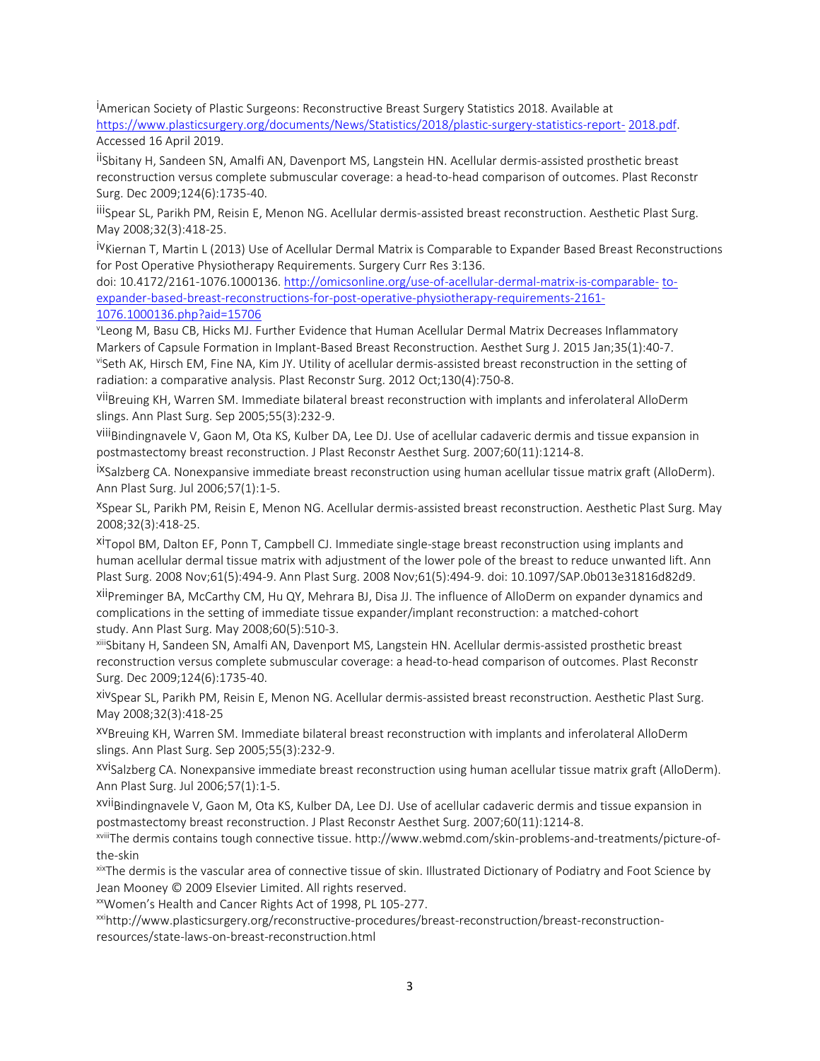[i]American Society of Plastic Surgeons: Reconstructive Breast Surgery Statistics 2018. Available at https://www.plasticsurgery.org/documents/News/Statistics/2018/plastic-surgery-statistics-report- 2018.pdf. Accessed 16 April 2019.

[ii]Sbitany H, Sandeen SN, Amalfi AN, Davenport MS, Langstein HN. Acellular dermis-assisted prosthetic breast reconstruction versus complete submuscular coverage: a head-to-head comparison of outcomes. Plast Reconstr Surg. Dec 2009;124(6):1735-40.

[iii]Spear SL, Parikh PM, Reisin E, Menon NG. Acellular dermis-assisted breast reconstruction. Aesthetic Plast Surg. May 2008;32(3):418-25.

[iv]Kiernan T, Martin L (2013) Use of Acellular Dermal Matrix is Comparable to Expander Based Breast Reconstructions for Post Operative Physiotherapy Requirements. Surgery Curr Res 3:136. doi: 10.4172/2161-1076.1000136. http://omicsonline.org/use-of-acellular-dermal-matrix-is-comparable- to-expander-based-breast-reconstructions-for-post-operative-physiotherapy-requirements-2161-1076.1000136.php?aid=15706

[v]Leong M, Basu CB, Hicks MJ. Further Evidence that Human Acellular Dermal Matrix Decreases Inflammatory Markers of Capsule Formation in Implant-Based Breast Reconstruction. Aesthet Surg J. 2015 Jan;35(1):40-7.

[vi]Seth AK, Hirsch EM, Fine NA, Kim JY. Utility of acellular dermis-assisted breast reconstruction in the setting of radiation: a comparative analysis. Plast Reconstr Surg. 2012 Oct;130(4):750-8.

[vii]Breuing KH, Warren SM. Immediate bilateral breast reconstruction with implants and inferolateral AlloDerm slings. Ann Plast Surg. Sep 2005;55(3):232-9.

[viii]Bindingnavele V, Gaon M, Ota KS, Kulber DA, Lee DJ. Use of acellular cadaveric dermis and tissue expansion in postmastectomy breast reconstruction. J Plast Reconstr Aesthet Surg. 2007;60(11):1214-8.

[ix]Salzberg CA. Nonexpansive immediate breast reconstruction using human acellular tissue matrix graft (AlloDerm). Ann Plast Surg. Jul 2006;57(1):1-5.

[x]Spear SL, Parikh PM, Reisin E, Menon NG. Acellular dermis-assisted breast reconstruction. Aesthetic Plast Surg. May 2008;32(3):418-25.

[xi]Topol BM, Dalton EF, Ponn T, Campbell CJ. Immediate single-stage breast reconstruction using implants and human acellular dermal tissue matrix with adjustment of the lower pole of the breast to reduce unwanted lift. Ann Plast Surg. 2008 Nov;61(5):494-9. Ann Plast Surg. 2008 Nov;61(5):494-9. doi: 10.1097/SAP.0b013e31816d82d9.

[xii]Preminger BA, McCarthy CM, Hu QY, Mehrara BJ, Disa JJ. The influence of AlloDerm on expander dynamics and complications in the setting of immediate tissue expander/implant reconstruction: a matched-cohort study. Ann Plast Surg. May 2008;60(5):510-3.

[xiii]Sbitany H, Sandeen SN, Amalfi AN, Davenport MS, Langstein HN. Acellular dermis-assisted prosthetic breast reconstruction versus complete submuscular coverage: a head-to-head comparison of outcomes. Plast Reconstr Surg. Dec 2009;124(6):1735-40.

[xiv]Spear SL, Parikh PM, Reisin E, Menon NG. Acellular dermis-assisted breast reconstruction. Aesthetic Plast Surg. May 2008;32(3):418-25

[xv]Breuing KH, Warren SM. Immediate bilateral breast reconstruction with implants and inferolateral AlloDerm slings. Ann Plast Surg. Sep 2005;55(3):232-9.

[xvi]Salzberg CA. Nonexpansive immediate breast reconstruction using human acellular tissue matrix graft (AlloDerm). Ann Plast Surg. Jul 2006;57(1):1-5.

[xvii]Bindingnavele V, Gaon M, Ota KS, Kulber DA, Lee DJ. Use of acellular cadaveric dermis and tissue expansion in postmastectomy breast reconstruction. J Plast Reconstr Aesthet Surg. 2007;60(11):1214-8.

[xviii]The dermis contains tough connective tissue. http://www.webmd.com/skin-problems-and-treatments/picture-of-the-skin

[xix]The dermis is the vascular area of connective tissue of skin. Illustrated Dictionary of Podiatry and Foot Science by Jean Mooney © 2009 Elsevier Limited. All rights reserved.

[xx]Women's Health and Cancer Rights Act of 1998, PL 105-277.

[xxi]http://www.plasticsurgery.org/reconstructive-procedures/breast-reconstruction/breast-reconstruction-resources/state-laws-on-breast-reconstruction.html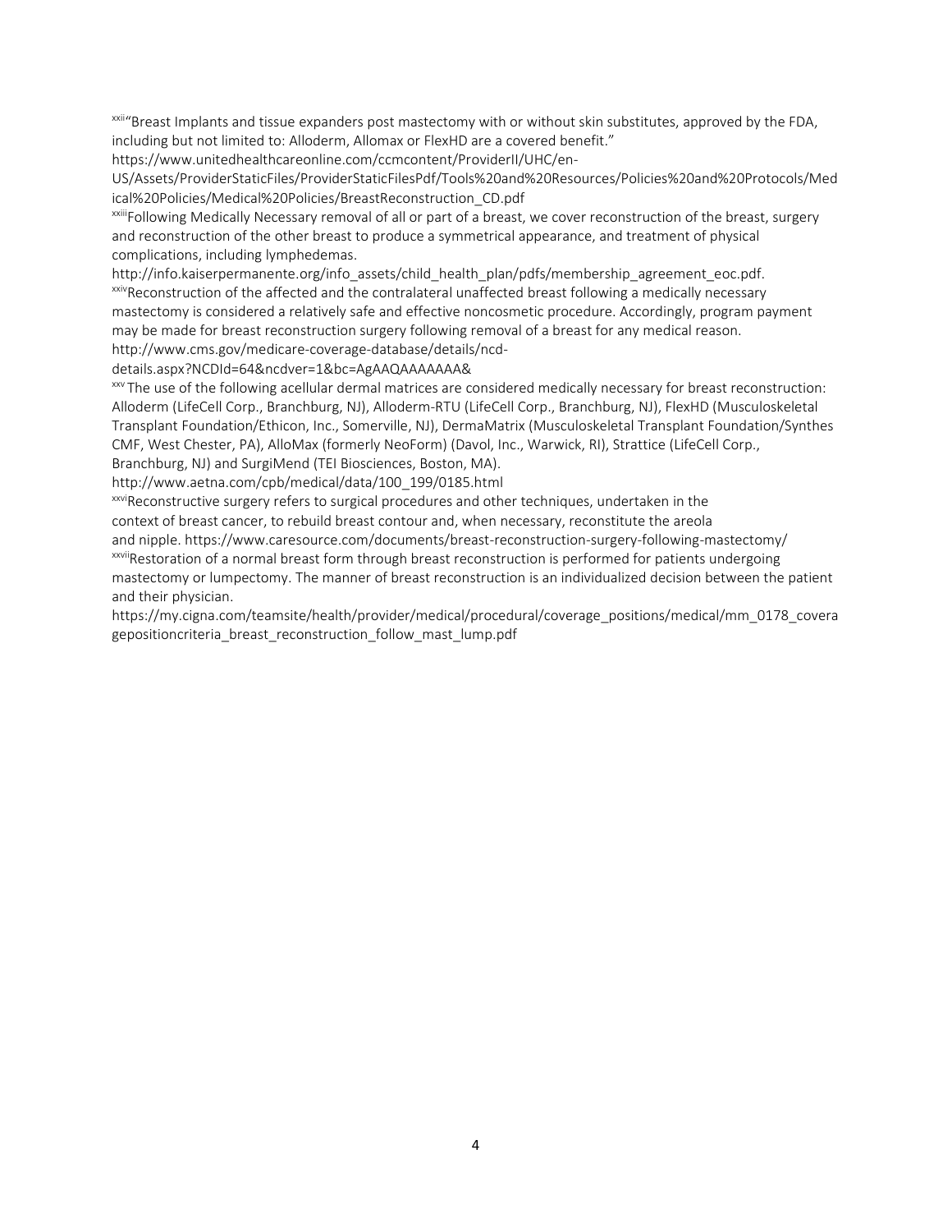[xxii]"Breast Implants and tissue expanders post mastectomy with or without skin substitutes, approved by the FDA, including but not limited to: Alloderm, Allomax or FlexHD are a covered benefit."
https://www.unitedhealthcareonline.com/ccmcontent/ProviderII/UHC/en-US/Assets/ProviderStaticFiles/ProviderStaticFilesPdf/Tools%20and%20Resources/Policies%20and%20Protocols/Medical%20Policies/Medical%20Policies/BreastReconstruction_CD.pdf

[xxiii]Following Medically Necessary removal of all or part of a breast, we cover reconstruction of the breast, surgery and reconstruction of the other breast to produce a symmetrical appearance, and treatment of physical complications, including lymphedemas.
http://info.kaiserpermanente.org/info_assets/child_health_plan/pdfs/membership_agreement_eoc.pdf.

[xxiv]Reconstruction of the affected and the contralateral unaffected breast following a medically necessary mastectomy is considered a relatively safe and effective noncosmetic procedure. Accordingly, program payment may be made for breast reconstruction surgery following removal of a breast for any medical reason.
http://www.cms.gov/medicare-coverage-database/details/ncd-details.aspx?NCDId=64&ncdver=1&bc=AgAAQAAAAAAA&

[xxv] The use of the following acellular dermal matrices are considered medically necessary for breast reconstruction: Alloderm (LifeCell Corp., Branchburg, NJ), Alloderm-RTU (LifeCell Corp., Branchburg, NJ), FlexHD (Musculoskeletal Transplant Foundation/Ethicon, Inc., Somerville, NJ), DermaMatrix (Musculoskeletal Transplant Foundation/Synthes CMF, West Chester, PA), AlloMax (formerly NeoForm) (Davol, Inc., Warwick, RI), Strattice (LifeCell Corp., Branchburg, NJ) and SurgiMend (TEI Biosciences, Boston, MA).
http://www.aetna.com/cpb/medical/data/100_199/0185.html

[xxvi]Reconstructive surgery refers to surgical procedures and other techniques, undertaken in the context of breast cancer, to rebuild breast contour and, when necessary, reconstitute the areola and nipple. https://www.caresource.com/documents/breast-reconstruction-surgery-following-mastectomy/

[xxvii]Restoration of a normal breast form through breast reconstruction is performed for patients undergoing mastectomy or lumpectomy. The manner of breast reconstruction is an individualized decision between the patient and their physician.
https://my.cigna.com/teamsite/health/provider/medical/procedural/coverage_positions/medical/mm_0178_coveragepositioncriteria_breast_reconstruction_follow_mast_lump.pdf